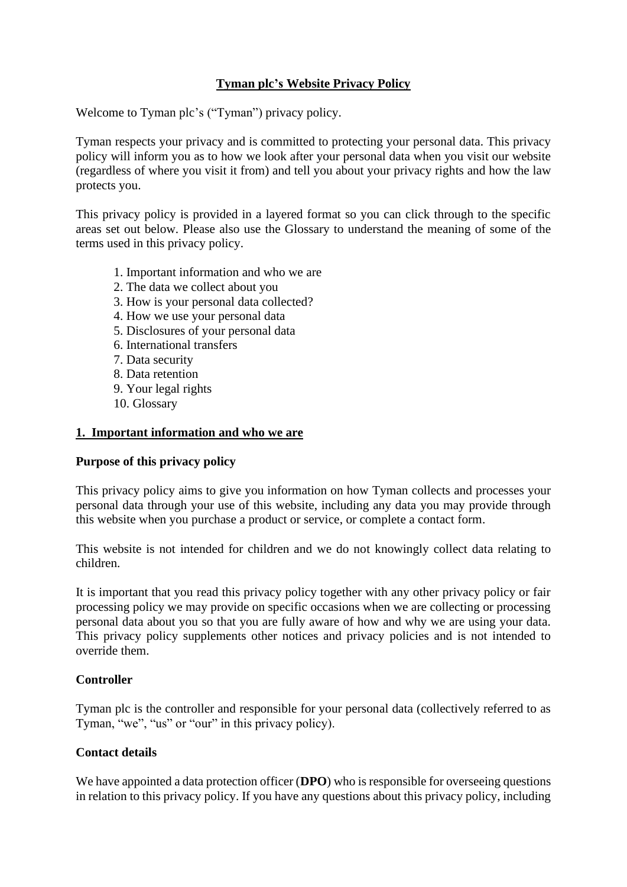# Tyman plc's Website Privacy Policy

Welcome to Tyman plc's ("Tyman") privacy policy.

Tyman respects your privacy and is committed to protecting your personal data. This privacy policy will inform you as to how we look after your personal data when you visit our website (regardless of where you visit it from) and tell you about your privacy rights and how the law protects you.

This privacy policy is provided in a layered format so you can click through to the specific areas set out below. Please also use the Glossary to understand the meaning of some of the terms used in this privacy policy.

1. Important information and who we are
2. The data we collect about you
3. How is your personal data collected?
4. How we use your personal data
5. Disclosures of your personal data
6. International transfers
7. Data security
8. Data retention
9. Your legal rights
10. Glossary

## 1. Important information and who we are

### Purpose of this privacy policy

This privacy policy aims to give you information on how Tyman collects and processes your personal data through your use of this website, including any data you may provide through this website when you purchase a product or service, or complete a contact form.

This website is not intended for children and we do not knowingly collect data relating to children.

It is important that you read this privacy policy together with any other privacy policy or fair processing policy we may provide on specific occasions when we are collecting or processing personal data about you so that you are fully aware of how and why we are using your data. This privacy policy supplements other notices and privacy policies and is not intended to override them.

### Controller

Tyman plc is the controller and responsible for your personal data (collectively referred to as Tyman, "we", "us" or "our" in this privacy policy).

### Contact details

We have appointed a data protection officer (**DPO**) who is responsible for overseeing questions in relation to this privacy policy. If you have any questions about this privacy policy, including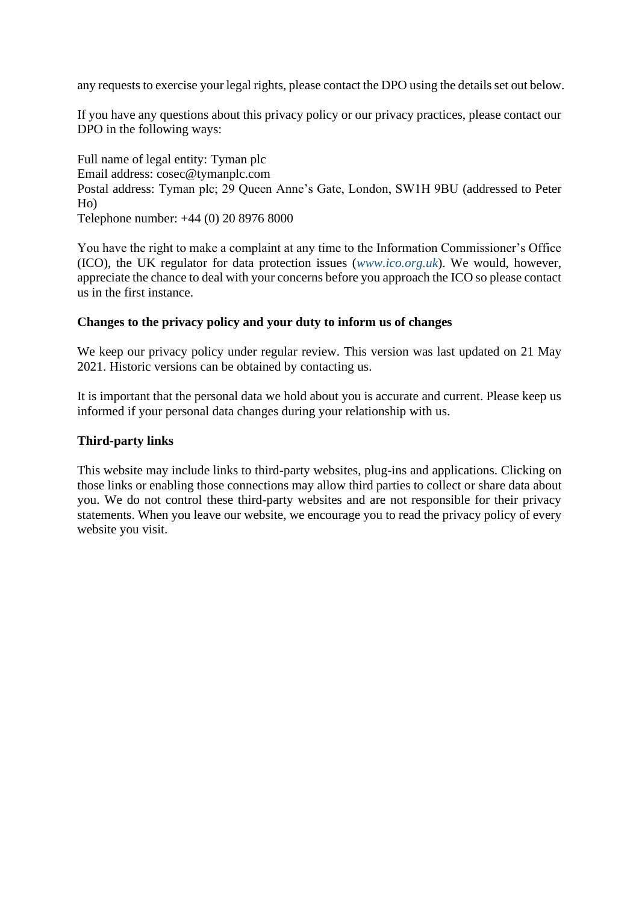any requests to exercise your legal rights, please contact the DPO using the details set out below.

If you have any questions about this privacy policy or our privacy practices, please contact our DPO in the following ways:

Full name of legal entity: Tyman plc
Email address: cosec@tymanplc.com
Postal address: Tyman plc; 29 Queen Anne's Gate, London, SW1H 9BU (addressed to Peter Ho)
Telephone number: +44 (0) 20 8976 8000

You have the right to make a complaint at any time to the Information Commissioner's Office (ICO), the UK regulator for data protection issues (*www.ico.org.uk*). We would, however, appreciate the chance to deal with your concerns before you approach the ICO so please contact us in the first instance.

**Changes to the privacy policy and your duty to inform us of changes**

We keep our privacy policy under regular review. This version was last updated on 21 May 2021. Historic versions can be obtained by contacting us.

It is important that the personal data we hold about you is accurate and current. Please keep us informed if your personal data changes during your relationship with us.

**Third-party links**

This website may include links to third-party websites, plug-ins and applications. Clicking on those links or enabling those connections may allow third parties to collect or share data about you. We do not control these third-party websites and are not responsible for their privacy statements. When you leave our website, we encourage you to read the privacy policy of every website you visit.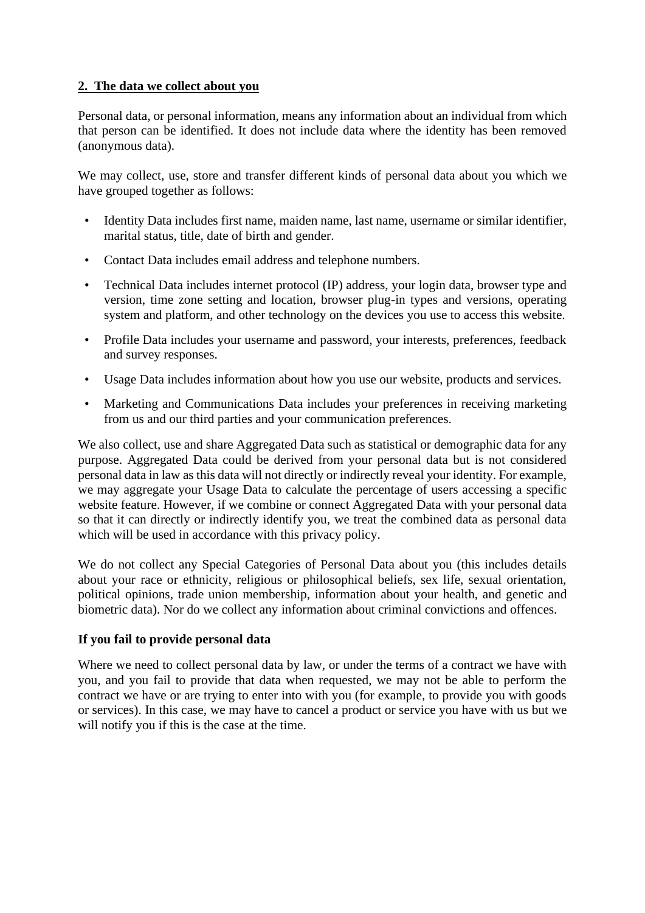## 2. The data we collect about you

Personal data, or personal information, means any information about an individual from which that person can be identified. It does not include data where the identity has been removed (anonymous data).

We may collect, use, store and transfer different kinds of personal data about you which we have grouped together as follows:

- Identity Data includes first name, maiden name, last name, username or similar identifier, marital status, title, date of birth and gender.
- Contact Data includes email address and telephone numbers.
- Technical Data includes internet protocol (IP) address, your login data, browser type and version, time zone setting and location, browser plug-in types and versions, operating system and platform, and other technology on the devices you use to access this website.
- Profile Data includes your username and password, your interests, preferences, feedback and survey responses.
- Usage Data includes information about how you use our website, products and services.
- Marketing and Communications Data includes your preferences in receiving marketing from us and our third parties and your communication preferences.

We also collect, use and share Aggregated Data such as statistical or demographic data for any purpose. Aggregated Data could be derived from your personal data but is not considered personal data in law as this data will not directly or indirectly reveal your identity. For example, we may aggregate your Usage Data to calculate the percentage of users accessing a specific website feature. However, if we combine or connect Aggregated Data with your personal data so that it can directly or indirectly identify you, we treat the combined data as personal data which will be used in accordance with this privacy policy.

We do not collect any Special Categories of Personal Data about you (this includes details about your race or ethnicity, religious or philosophical beliefs, sex life, sexual orientation, political opinions, trade union membership, information about your health, and genetic and biometric data). Nor do we collect any information about criminal convictions and offences.

**If you fail to provide personal data**

Where we need to collect personal data by law, or under the terms of a contract we have with you, and you fail to provide that data when requested, we may not be able to perform the contract we have or are trying to enter into with you (for example, to provide you with goods or services). In this case, we may have to cancel a product or service you have with us but we will notify you if this is the case at the time.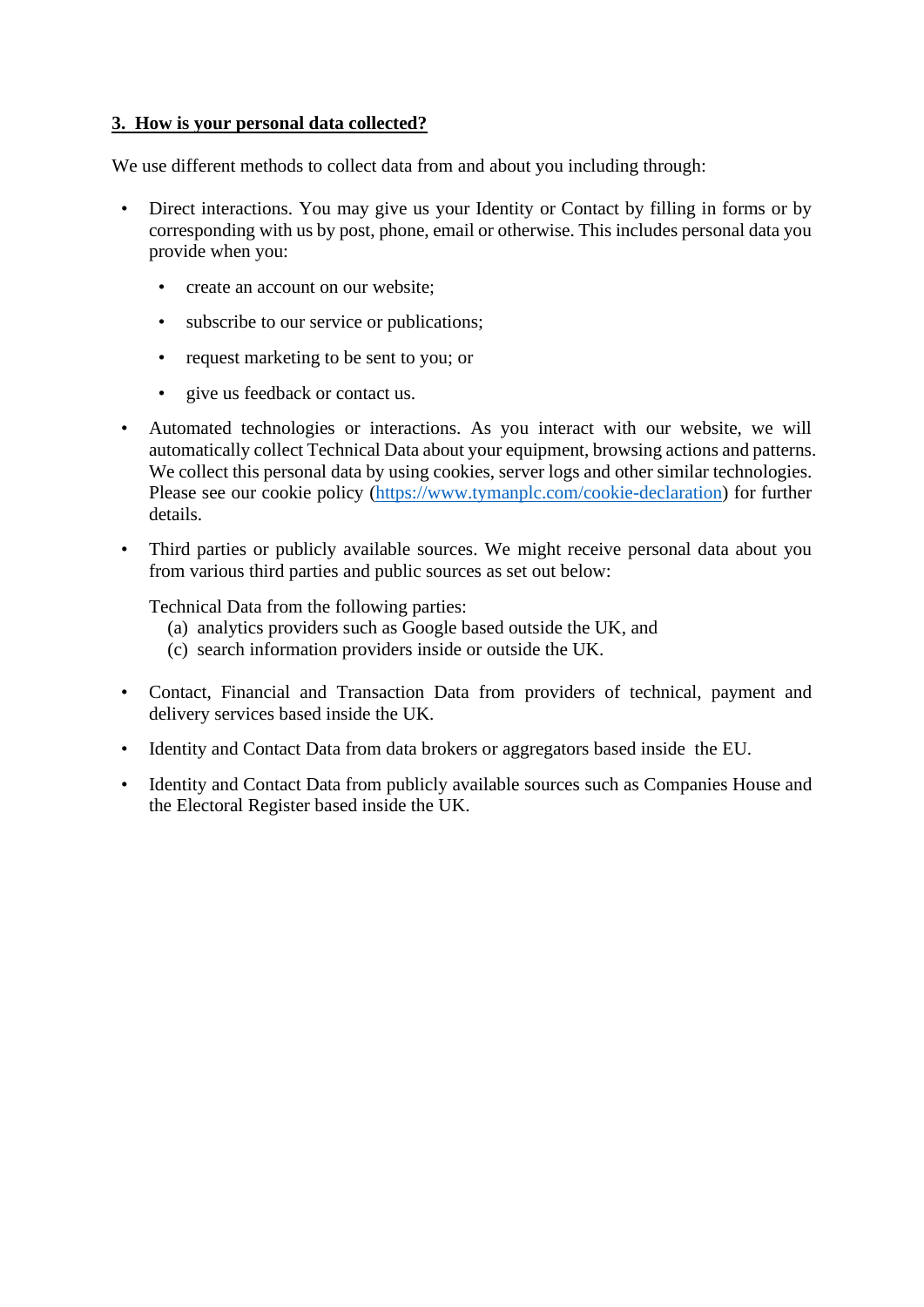## 3. How is your personal data collected?

We use different methods to collect data from and about you including through:

- Direct interactions. You may give us your Identity or Contact by filling in forms or by corresponding with us by post, phone, email or otherwise. This includes personal data you provide when you:
    - create an account on our website;
    - subscribe to our service or publications;
    - request marketing to be sent to you; or
    - give us feedback or contact us.
- Automated technologies or interactions. As you interact with our website, we will automatically collect Technical Data about your equipment, browsing actions and patterns. We collect this personal data by using cookies, server logs and other similar technologies. Please see our cookie policy ([https://www.tymanplc.com/cookie-declaration](https://www.tymanplc.com/cookie-declaration)) for further details.
- Third parties or publicly available sources. We might receive personal data about you from various third parties and public sources as set out below:

  Technical Data from the following parties:
  (a) analytics providers such as Google based outside the UK, and
  (c) search information providers inside or outside the UK.

- Contact, Financial and Transaction Data from providers of technical, payment and delivery services based inside the UK.
- Identity and Contact Data from data brokers or aggregators based inside the EU.
- Identity and Contact Data from publicly available sources such as Companies House and the Electoral Register based inside the UK.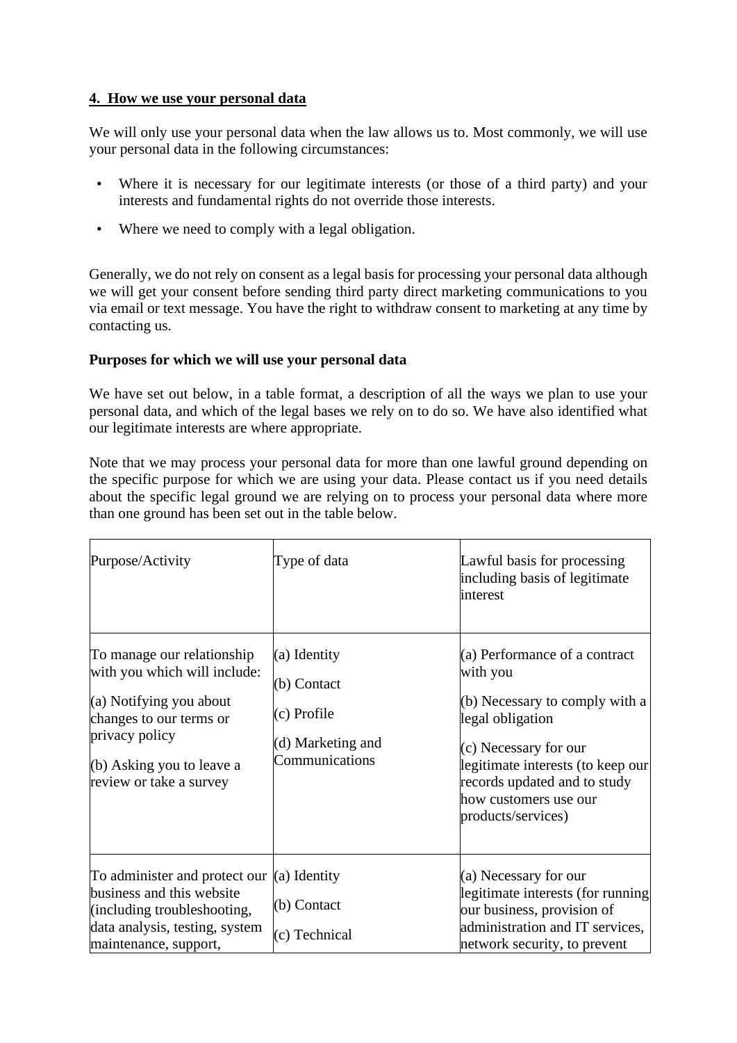## 4. How we use your personal data

We will only use your personal data when the law allows us to. Most commonly, we will use your personal data in the following circumstances:

- Where it is necessary for our legitimate interests (or those of a third party) and your interests and fundamental rights do not override those interests.
- Where we need to comply with a legal obligation.

Generally, we do not rely on consent as a legal basis for processing your personal data although we will get your consent before sending third party direct marketing communications to you via email or text message. You have the right to withdraw consent to marketing at any time by contacting us.

**Purposes for which we will use your personal data**

We have set out below, in a table format, a description of all the ways we plan to use your personal data, and which of the legal bases we rely on to do so. We have also identified what our legitimate interests are where appropriate.

Note that we may process your personal data for more than one lawful ground depending on the specific purpose for which we are using your data. Please contact us if you need details about the specific legal ground we are relying on to process your personal data where more than one ground has been set out in the table below.

| Purpose/Activity | Type of data | Lawful basis for processing including basis of legitimate interest |
|---|---|---|
| To manage our relationship with you which will include:<br><br>(a) Notifying you about changes to our terms or privacy policy<br><br>(b) Asking you to leave a review or take a survey | (a) Identity<br><br>(b) Contact<br><br>(c) Profile<br><br>(d) Marketing and Communications | (a) Performance of a contract with you<br><br>(b) Necessary to comply with a legal obligation<br><br>(c) Necessary for our legitimate interests (to keep our records updated and to study how customers use our products/services) |
| To administer and protect our business and this website (including troubleshooting, data analysis, testing, system maintenance, support, | (a) Identity<br><br>(b) Contact<br><br>(c) Technical | (a) Necessary for our legitimate interests (for running our business, provision of administration and IT services, network security, to prevent |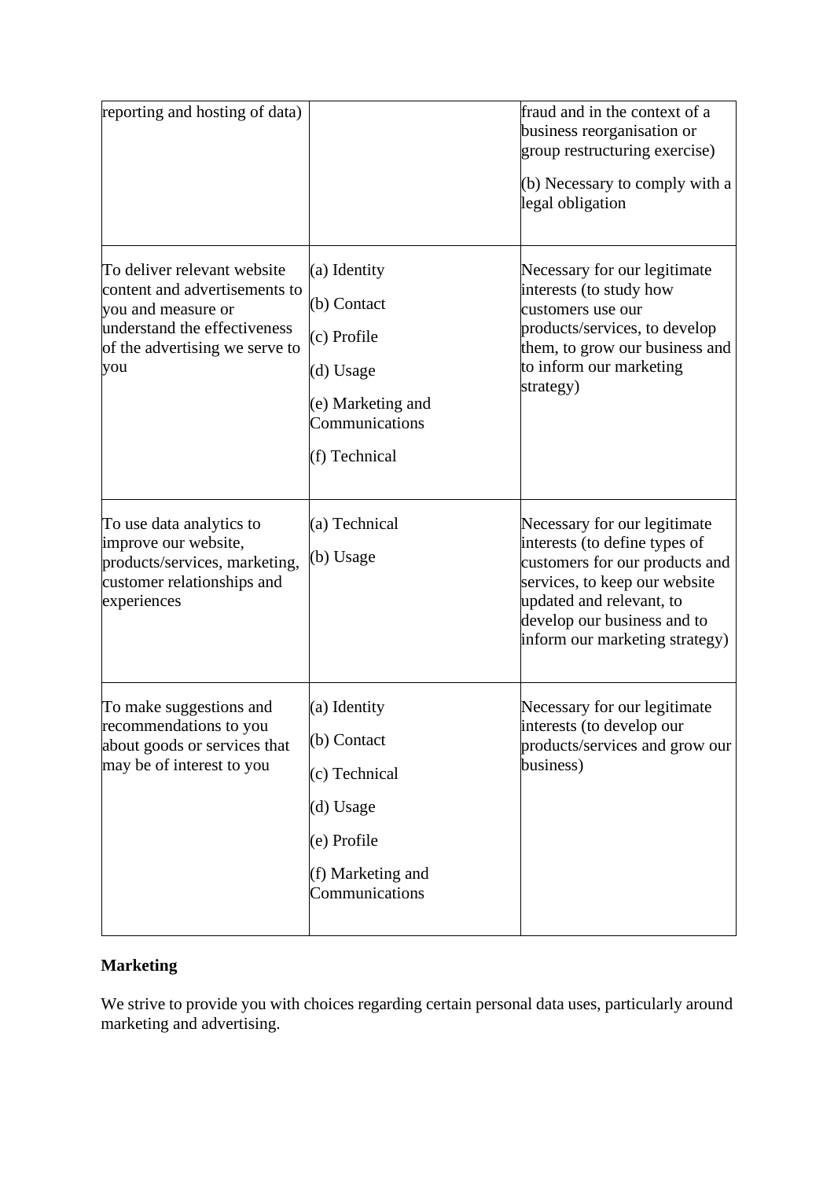| | | |
|---|---|---|
| reporting and hosting of data) | | fraud and in the context of a business reorganisation or group restructuring exercise)<br><br>(b) Necessary to comply with a legal obligation |
| To deliver relevant website content and advertisements to you and measure or understand the effectiveness of the advertising we serve to you | (a) Identity<br><br>(b) Contact<br><br>(c) Profile<br><br>(d) Usage<br><br>(e) Marketing and Communications<br><br>(f) Technical | Necessary for our legitimate interests (to study how customers use our products/services, to develop them, to grow our business and to inform our marketing strategy) |
| To use data analytics to improve our website, products/services, marketing, customer relationships and experiences | (a) Technical<br><br>(b) Usage | Necessary for our legitimate interests (to define types of customers for our products and services, to keep our website updated and relevant, to develop our business and to inform our marketing strategy) |
| To make suggestions and recommendations to you about goods or services that may be of interest to you | (a) Identity<br><br>(b) Contact<br><br>(c) Technical<br><br>(d) Usage<br><br>(e) Profile<br><br>(f) Marketing and Communications | Necessary for our legitimate interests (to develop our products/services and grow our business) |

**Marketing**

We strive to provide you with choices regarding certain personal data uses, particularly around marketing and advertising.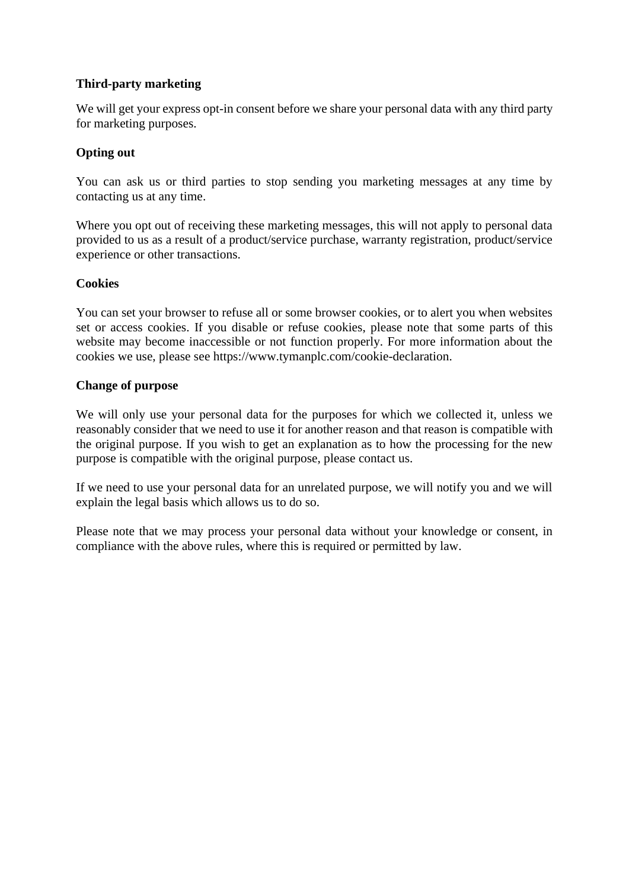**Third-party marketing**

We will get your express opt-in consent before we share your personal data with any third party for marketing purposes.

**Opting out**

You can ask us or third parties to stop sending you marketing messages at any time by contacting us at any time.

Where you opt out of receiving these marketing messages, this will not apply to personal data provided to us as a result of a product/service purchase, warranty registration, product/service experience or other transactions.

**Cookies**

You can set your browser to refuse all or some browser cookies, or to alert you when websites set or access cookies. If you disable or refuse cookies, please note that some parts of this website may become inaccessible or not function properly. For more information about the cookies we use, please see https://www.tymanplc.com/cookie-declaration.

**Change of purpose**

We will only use your personal data for the purposes for which we collected it, unless we reasonably consider that we need to use it for another reason and that reason is compatible with the original purpose. If you wish to get an explanation as to how the processing for the new purpose is compatible with the original purpose, please contact us.

If we need to use your personal data for an unrelated purpose, we will notify you and we will explain the legal basis which allows us to do so.

Please note that we may process your personal data without your knowledge or consent, in compliance with the above rules, where this is required or permitted by law.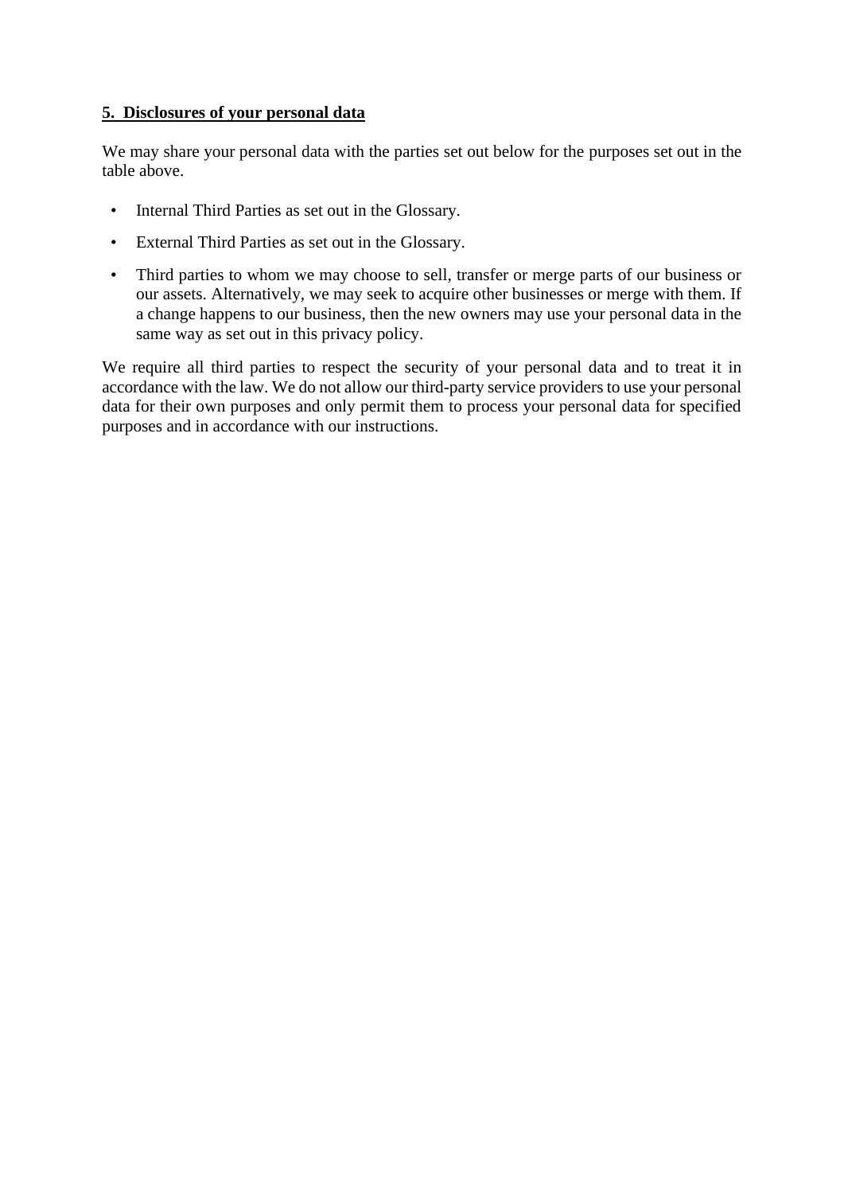## 5. Disclosures of your personal data

We may share your personal data with the parties set out below for the purposes set out in the table above.

- Internal Third Parties as set out in the Glossary.
- External Third Parties as set out in the Glossary.
- Third parties to whom we may choose to sell, transfer or merge parts of our business or our assets. Alternatively, we may seek to acquire other businesses or merge with them. If a change happens to our business, then the new owners may use your personal data in the same way as set out in this privacy policy.

We require all third parties to respect the security of your personal data and to treat it in accordance with the law. We do not allow our third-party service providers to use your personal data for their own purposes and only permit them to process your personal data for specified purposes and in accordance with our instructions.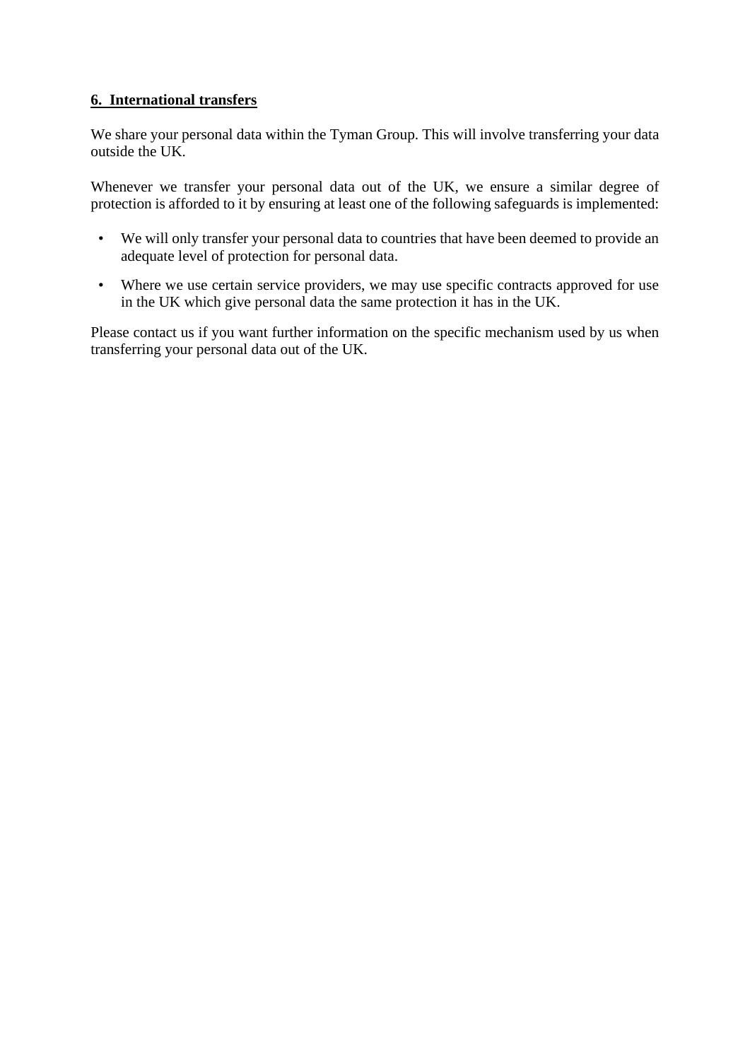## 6. International transfers

We share your personal data within the Tyman Group. This will involve transferring your data outside the UK.

Whenever we transfer your personal data out of the UK, we ensure a similar degree of protection is afforded to it by ensuring at least one of the following safeguards is implemented:

- We will only transfer your personal data to countries that have been deemed to provide an adequate level of protection for personal data.
- Where we use certain service providers, we may use specific contracts approved for use in the UK which give personal data the same protection it has in the UK.

Please contact us if you want further information on the specific mechanism used by us when transferring your personal data out of the UK.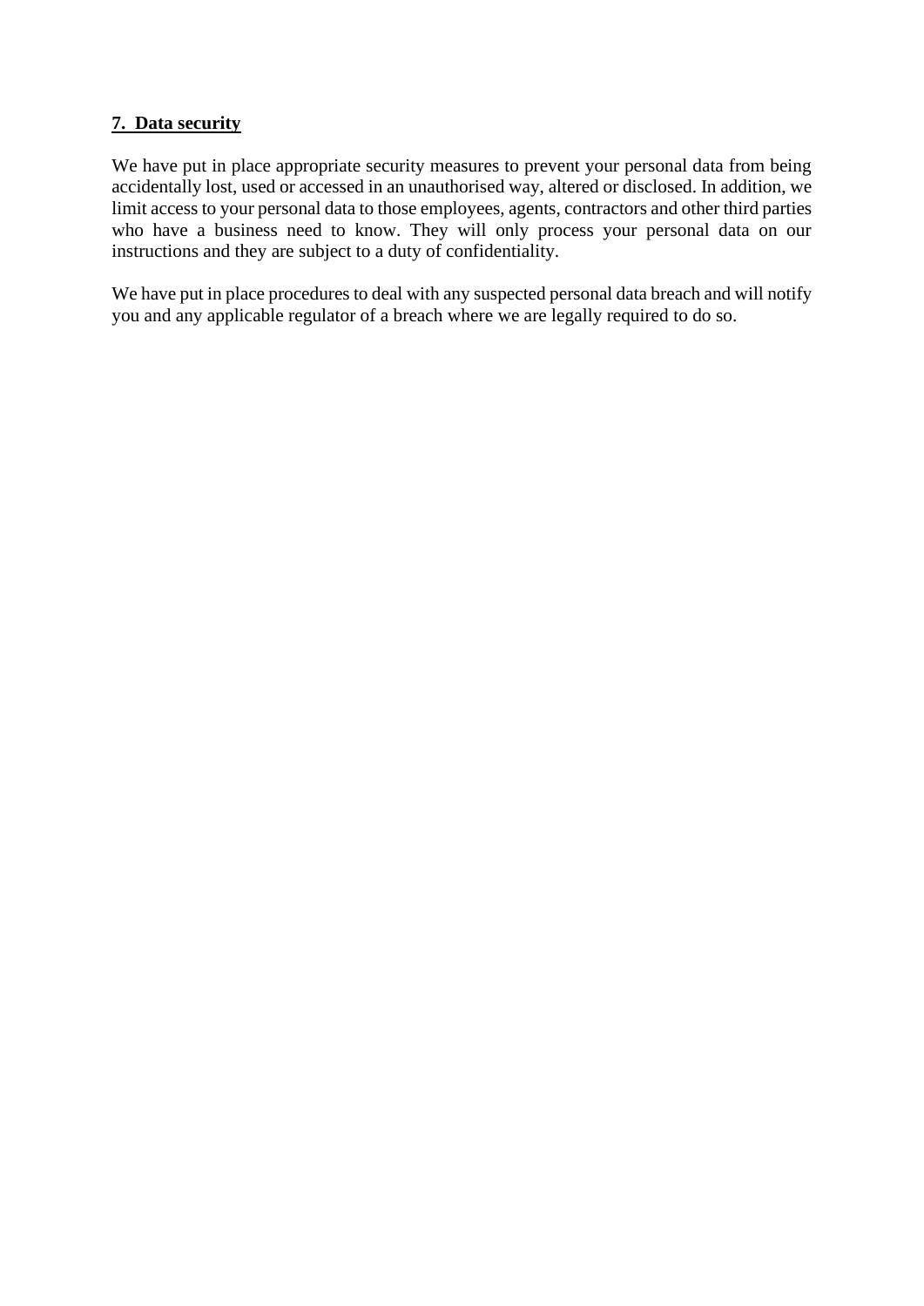## 7. Data security

We have put in place appropriate security measures to prevent your personal data from being accidentally lost, used or accessed in an unauthorised way, altered or disclosed. In addition, we limit access to your personal data to those employees, agents, contractors and other third parties who have a business need to know. They will only process your personal data on our instructions and they are subject to a duty of confidentiality.

We have put in place procedures to deal with any suspected personal data breach and will notify you and any applicable regulator of a breach where we are legally required to do so.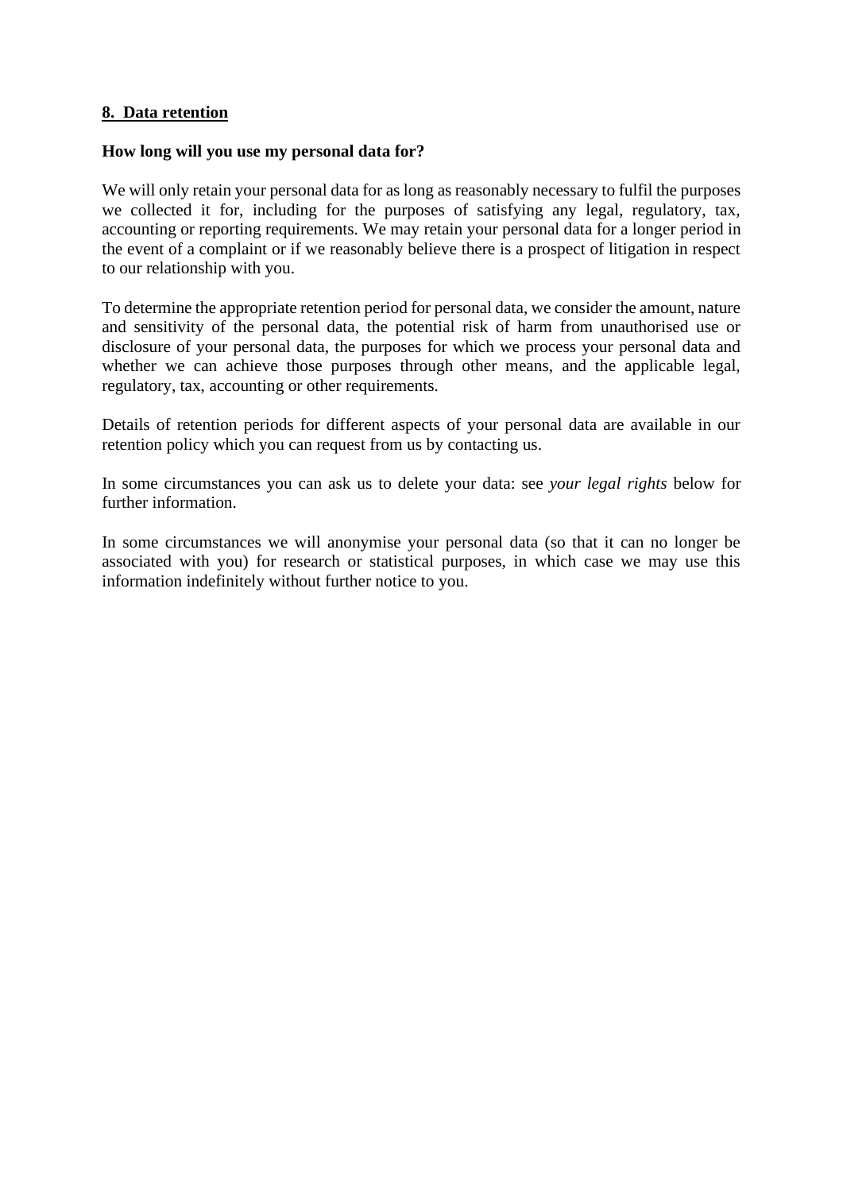## 8. Data retention

**How long will you use my personal data for?**

We will only retain your personal data for as long as reasonably necessary to fulfil the purposes we collected it for, including for the purposes of satisfying any legal, regulatory, tax, accounting or reporting requirements. We may retain your personal data for a longer period in the event of a complaint or if we reasonably believe there is a prospect of litigation in respect to our relationship with you.

To determine the appropriate retention period for personal data, we consider the amount, nature and sensitivity of the personal data, the potential risk of harm from unauthorised use or disclosure of your personal data, the purposes for which we process your personal data and whether we can achieve those purposes through other means, and the applicable legal, regulatory, tax, accounting or other requirements.

Details of retention periods for different aspects of your personal data are available in our retention policy which you can request from us by contacting us.

In some circumstances you can ask us to delete your data: see *your legal rights* below for further information.

In some circumstances we will anonymise your personal data (so that it can no longer be associated with you) for research or statistical purposes, in which case we may use this information indefinitely without further notice to you.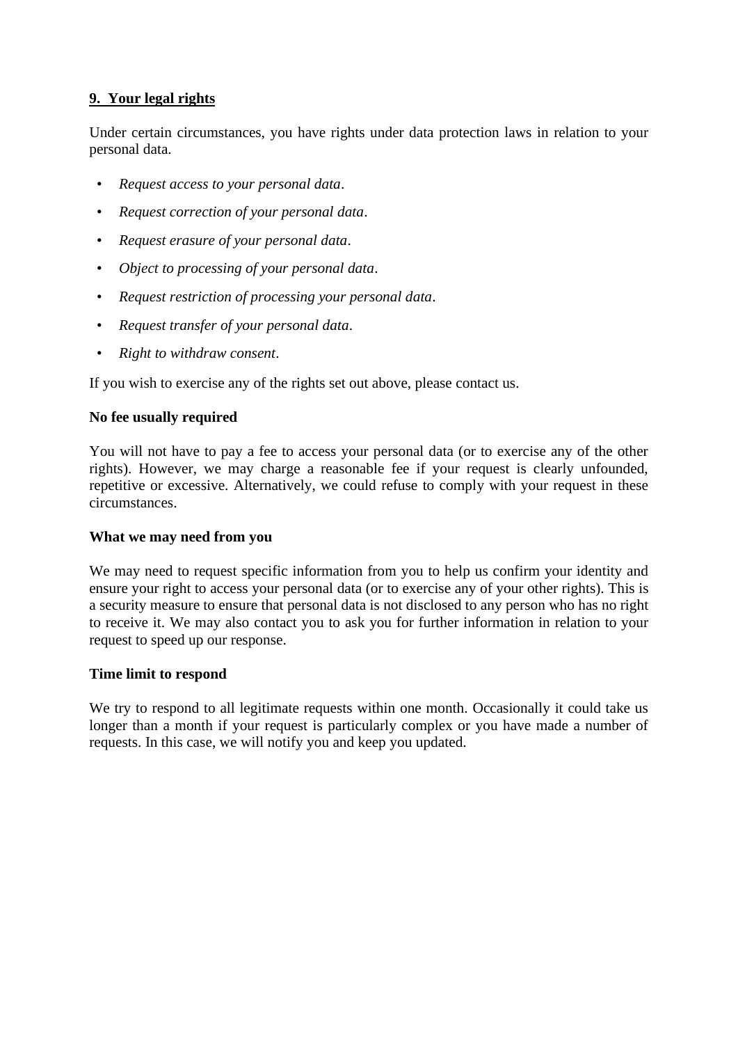## 9. Your legal rights

Under certain circumstances, you have rights under data protection laws in relation to your personal data.

- *Request access to your personal data*.
- *Request correction of your personal data*.
- *Request erasure of your personal data*.
- *Object to processing of your personal data*.
- *Request restriction of processing your personal data*.
- *Request transfer of your personal data*.
- *Right to withdraw consent*.

If you wish to exercise any of the rights set out above, please contact us.

**No fee usually required**

You will not have to pay a fee to access your personal data (or to exercise any of the other rights). However, we may charge a reasonable fee if your request is clearly unfounded, repetitive or excessive. Alternatively, we could refuse to comply with your request in these circumstances.

**What we may need from you**

We may need to request specific information from you to help us confirm your identity and ensure your right to access your personal data (or to exercise any of your other rights). This is a security measure to ensure that personal data is not disclosed to any person who has no right to receive it. We may also contact you to ask you for further information in relation to your request to speed up our response.

**Time limit to respond**

We try to respond to all legitimate requests within one month. Occasionally it could take us longer than a month if your request is particularly complex or you have made a number of requests. In this case, we will notify you and keep you updated.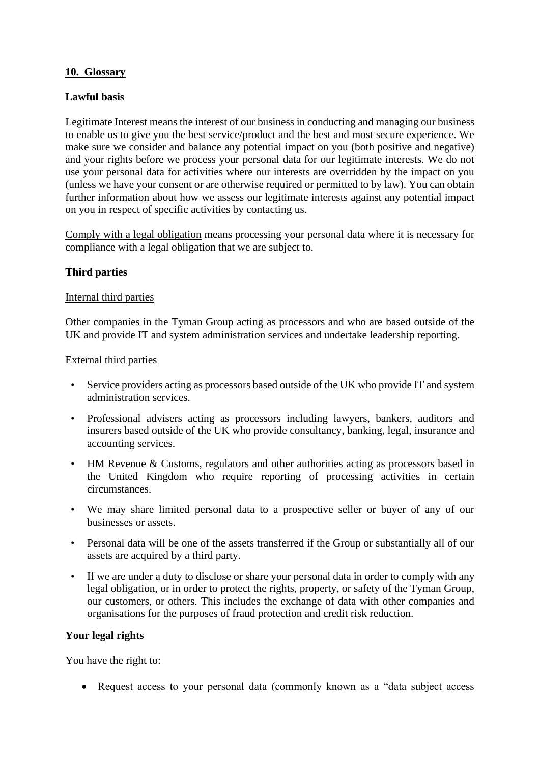## 10. Glossary

### Lawful basis

Legitimate Interest means the interest of our business in conducting and managing our business to enable us to give you the best service/product and the best and most secure experience. We make sure we consider and balance any potential impact on you (both positive and negative) and your rights before we process your personal data for our legitimate interests. We do not use your personal data for activities where our interests are overridden by the impact on you (unless we have your consent or are otherwise required or permitted to by law). You can obtain further information about how we assess our legitimate interests against any potential impact on you in respect of specific activities by contacting us.

Comply with a legal obligation means processing your personal data where it is necessary for compliance with a legal obligation that we are subject to.

### Third parties

Internal third parties

Other companies in the Tyman Group acting as processors and who are based outside of the UK and provide IT and system administration services and undertake leadership reporting.

External third parties

- Service providers acting as processors based outside of the UK who provide IT and system administration services.
- Professional advisers acting as processors including lawyers, bankers, auditors and insurers based outside of the UK who provide consultancy, banking, legal, insurance and accounting services.
- HM Revenue & Customs, regulators and other authorities acting as processors based in the United Kingdom who require reporting of processing activities in certain circumstances.
- We may share limited personal data to a prospective seller or buyer of any of our businesses or assets.
- Personal data will be one of the assets transferred if the Group or substantially all of our assets are acquired by a third party.
- If we are under a duty to disclose or share your personal data in order to comply with any legal obligation, or in order to protect the rights, property, or safety of the Tyman Group, our customers, or others. This includes the exchange of data with other companies and organisations for the purposes of fraud protection and credit risk reduction.

### Your legal rights

You have the right to:

- Request access to your personal data (commonly known as a “data subject access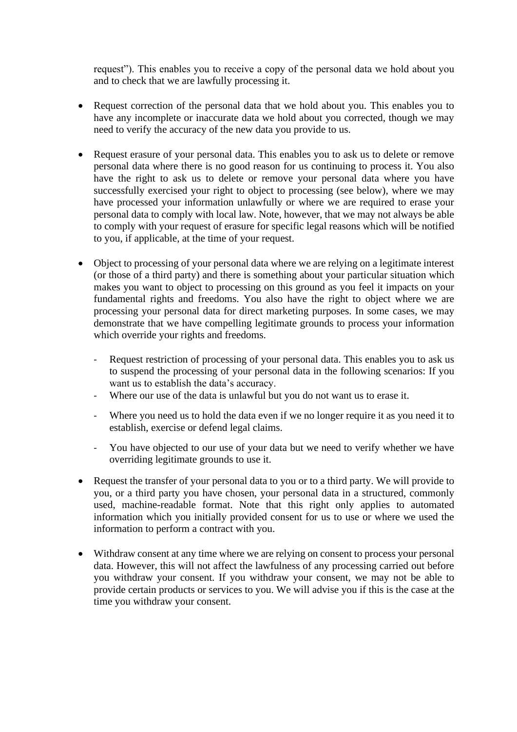request”). This enables you to receive a copy of the personal data we hold about you and to check that we are lawfully processing it.

- Request correction of the personal data that we hold about you. This enables you to have any incomplete or inaccurate data we hold about you corrected, though we may need to verify the accuracy of the new data you provide to us.

- Request erasure of your personal data. This enables you to ask us to delete or remove personal data where there is no good reason for us continuing to process it. You also have the right to ask us to delete or remove your personal data where you have successfully exercised your right to object to processing (see below), where we may have processed your information unlawfully or where we are required to erase your personal data to comply with local law. Note, however, that we may not always be able to comply with your request of erasure for specific legal reasons which will be notified to you, if applicable, at the time of your request.

- Object to processing of your personal data where we are relying on a legitimate interest (or those of a third party) and there is something about your particular situation which makes you want to object to processing on this ground as you feel it impacts on your fundamental rights and freedoms. You also have the right to object where we are processing your personal data for direct marketing purposes. In some cases, we may demonstrate that we have compelling legitimate grounds to process your information which override your rights and freedoms.

  - Request restriction of processing of your personal data. This enables you to ask us to suspend the processing of your personal data in the following scenarios: If you want us to establish the data’s accuracy.
  - Where our use of the data is unlawful but you do not want us to erase it.
  - Where you need us to hold the data even if we no longer require it as you need it to establish, exercise or defend legal claims.
  - You have objected to our use of your data but we need to verify whether we have overriding legitimate grounds to use it.

- Request the transfer of your personal data to you or to a third party. We will provide to you, or a third party you have chosen, your personal data in a structured, commonly used, machine-readable format. Note that this right only applies to automated information which you initially provided consent for us to use or where we used the information to perform a contract with you.

- Withdraw consent at any time where we are relying on consent to process your personal data. However, this will not affect the lawfulness of any processing carried out before you withdraw your consent. If you withdraw your consent, we may not be able to provide certain products or services to you. We will advise you if this is the case at the time you withdraw your consent.